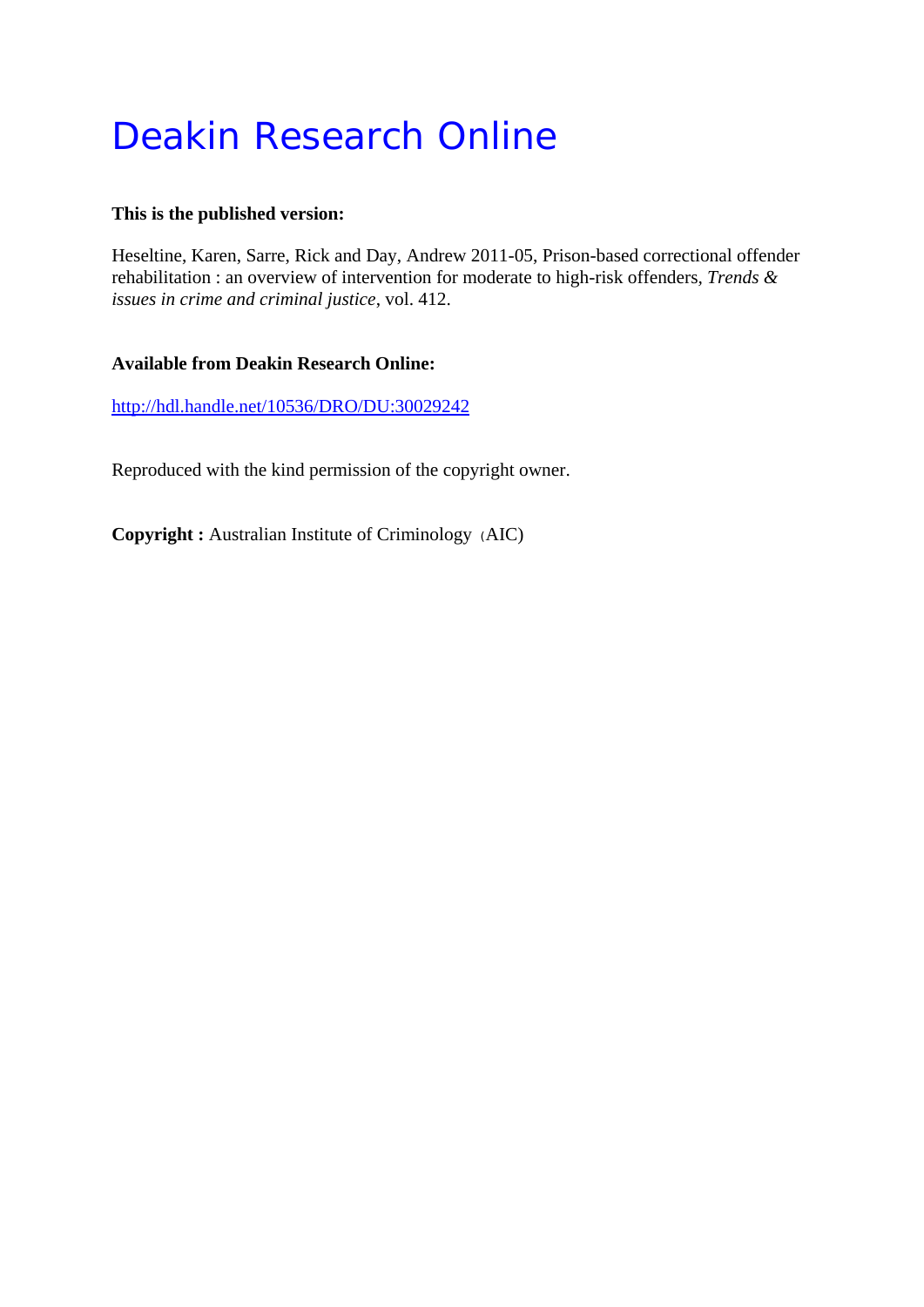# Deakin Research Online

**This is the published version:**

Heseltine, Karen, Sarre, Rick and Day, Andrew 2011-05, Prison-based correctional offender rehabilitation : an overview of intervention for moderate to high-risk offenders, *Trends & issues in crime and criminal justice*, vol. 412.

**Available from Deakin Research Online:**

http://hdl.handle.net/10536/DRO/DU:30029242

Reproduced with the kind permission of the copyright owner.

**Copyright :** Australian Institute of Criminology (AIC)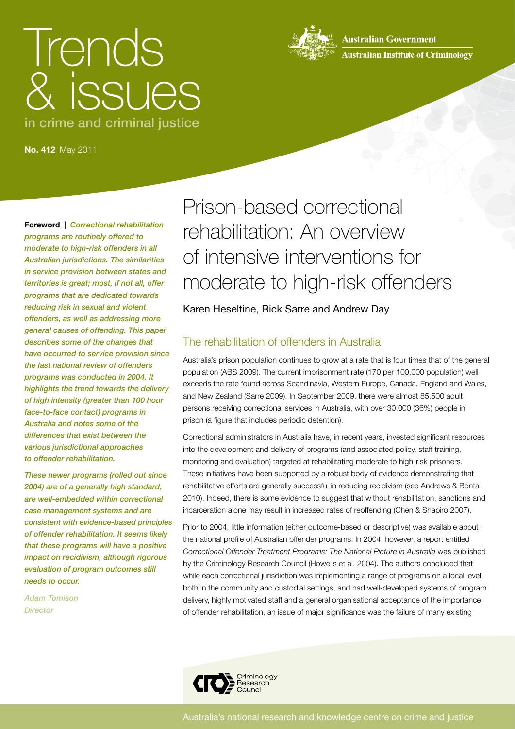# Trends & issues
in crime and criminal justice

**No. 412** May 2011

Australian Government
Australian Institute of Criminology

**Foreword |** *Correctional rehabilitation programs are routinely offered to moderate to high-risk offenders in all Australian jurisdictions. The similarities in service provision between states and territories is great; most, if not all, offer programs that are dedicated towards reducing risk in sexual and violent offenders, as well as addressing more general causes of offending. This paper describes some of the changes that have occurred to service provision since the last national review of offenders programs was conducted in 2004. It highlights the trend towards the delivery of high intensity (greater than 100 hour face-to-face contact) programs in Australia and notes some of the differences that exist between the various jurisdictional approaches to offender rehabilitation.*

*These newer programs (rolled out since 2004) are of a generally high standard, are well-embedded within correctional case management systems and are consistent with evidence-based principles of offender rehabilitation. It seems likely that these programs will have a positive impact on recidivism, although rigorous evaluation of program outcomes still needs to occur.*

*Adam Tomison*
*Director*

# Prison-based correctional rehabilitation: An overview of intensive interventions for moderate to high-risk offenders

Karen Heseltine, Rick Sarre and Andrew Day

## The rehabilitation of offenders in Australia

Australia's prison population continues to grow at a rate that is four times that of the general population (ABS 2009). The current imprisonment rate (170 per 100,000 population) well exceeds the rate found across Scandinavia, Western Europe, Canada, England and Wales, and New Zealand (Sarre 2009). In September 2009, there were almost 85,500 adult persons receiving correctional services in Australia, with over 30,000 (36%) people in prison (a figure that includes periodic detention).

Correctional administrators in Australia have, in recent years, invested significant resources into the development and delivery of programs (and associated policy, staff training, monitoring and evaluation) targeted at rehabilitating moderate to high-risk prisoners. These initiatives have been supported by a robust body of evidence demonstrating that rehabilitative efforts are generally successful in reducing recidivism (see Andrews & Bonta 2010). Indeed, there is some evidence to suggest that without rehabilitation, sanctions and incarceration alone may result in increased rates of reoffending (Chen & Shapiro 2007).

Prior to 2004, little information (either outcome-based or descriptive) was available about the national profile of Australian offender programs. In 2004, however, a report entitled *Correctional Offender Treatment Programs: The National Picture in Australia* was published by the Criminology Research Council (Howells et al. 2004). The authors concluded that while each correctional jurisdiction was implementing a range of programs on a local level, both in the community and custodial settings, and had well-developed systems of program delivery, highly motivated staff and a general organisational acceptance of the importance of offender rehabilitation, an issue of major significance was the failure of many existing

Criminology Research Council

Australia's national research and knowledge centre on crime and justice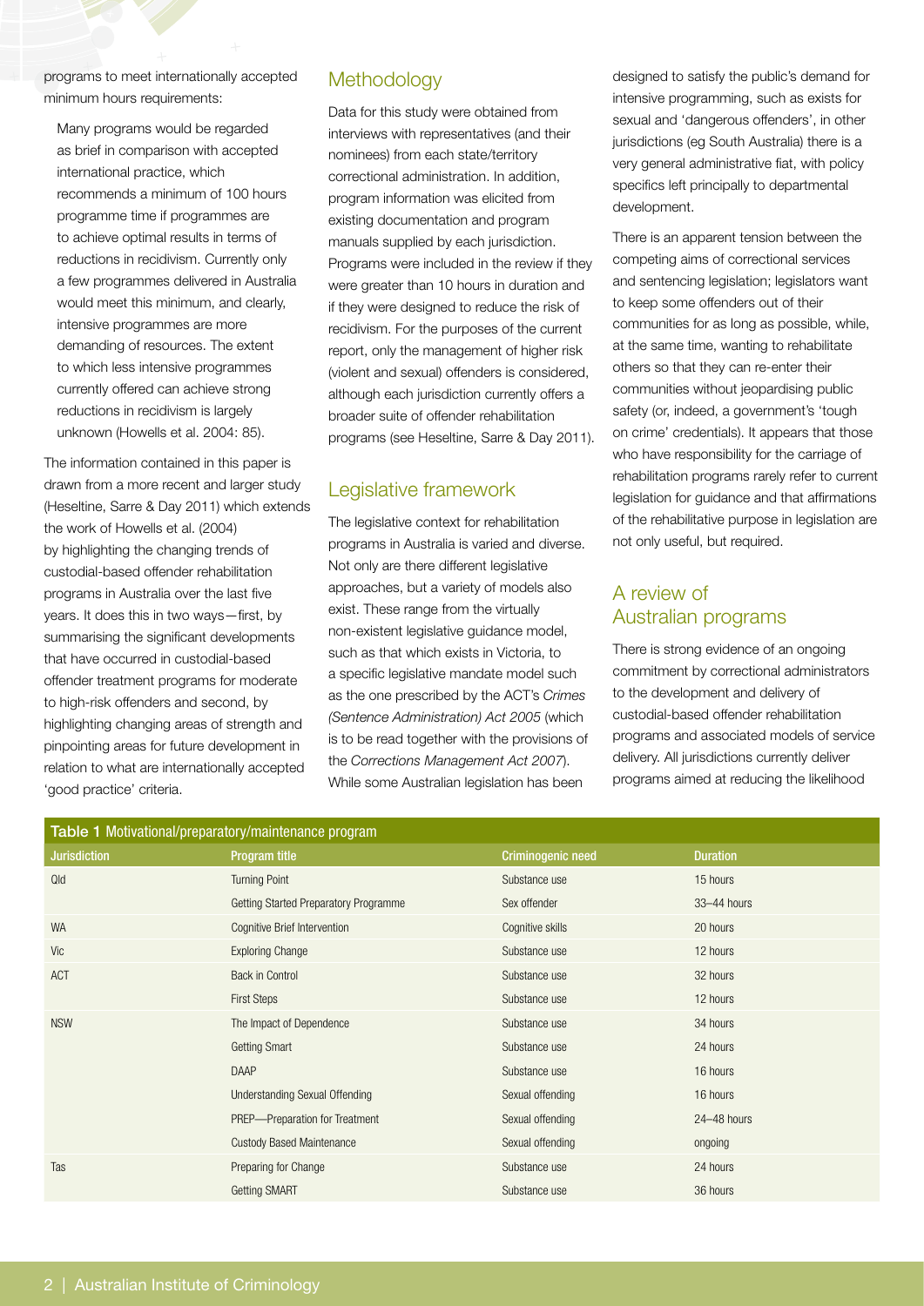programs to meet internationally accepted minimum hours requirements:

> Many programs would be regarded as brief in comparison with accepted international practice, which recommends a minimum of 100 hours programme time if programmes are to achieve optimal results in terms of reductions in recidivism. Currently only a few programmes delivered in Australia would meet this minimum, and clearly, intensive programmes are more demanding of resources. The extent to which less intensive programmes currently offered can achieve strong reductions in recidivism is largely unknown (Howells et al. 2004: 85).

The information contained in this paper is drawn from a more recent and larger study (Heseltine, Sarre & Day 2011) which extends the work of Howells et al. (2004) by highlighting the changing trends of custodial-based offender rehabilitation programs in Australia over the last five years. It does this in two ways—first, by summarising the significant developments that have occurred in custodial-based offender treatment programs for moderate to high-risk offenders and second, by highlighting changing areas of strength and pinpointing areas for future development in relation to what are internationally accepted 'good practice' criteria.

## Methodology

Data for this study were obtained from interviews with representatives (and their nominees) from each state/territory correctional administration. In addition, program information was elicited from existing documentation and program manuals supplied by each jurisdiction. Programs were included in the review if they were greater than 10 hours in duration and if they were designed to reduce the risk of recidivism. For the purposes of the current report, only the management of higher risk (violent and sexual) offenders is considered, although each jurisdiction currently offers a broader suite of offender rehabilitation programs (see Heseltine, Sarre & Day 2011).

## Legislative framework

The legislative context for rehabilitation programs in Australia is varied and diverse. Not only are there different legislative approaches, but a variety of models also exist. These range from the virtually non-existent legislative guidance model, such as that which exists in Victoria, to a specific legislative mandate model such as the one prescribed by the ACT's *Crimes (Sentence Administration) Act 2005* (which is to be read together with the provisions of the *Corrections Management Act 2007*). While some Australian legislation has been designed to satisfy the public's demand for intensive programming, such as exists for sexual and 'dangerous offenders', in other jurisdictions (eg South Australia) there is a very general administrative fiat, with policy specifics left principally to departmental development.

There is an apparent tension between the competing aims of correctional services and sentencing legislation; legislators want to keep some offenders out of their communities for as long as possible, while, at the same time, wanting to rehabilitate others so that they can re-enter their communities without jeopardising public safety (or, indeed, a government's 'tough on crime' credentials). It appears that those who have responsibility for the carriage of rehabilitation programs rarely refer to current legislation for guidance and that affirmations of the rehabilitative purpose in legislation are not only useful, but required.

## A review of Australian programs

There is strong evidence of an ongoing commitment by correctional administrators to the development and delivery of custodial-based offender rehabilitation programs and associated models of service delivery. All jurisdictions currently deliver programs aimed at reducing the likelihood

**Table 1** Motivational/preparatory/maintenance program

| Jurisdiction | Program title | Criminogenic need | Duration |
|---|---|---|---|
| Qld | Turning Point | Substance use | 15 hours |
| | Getting Started Preparatory Programme | Sex offender | 33–44 hours |
| WA | Cognitive Brief Intervention | Cognitive skills | 20 hours |
| Vic | Exploring Change | Substance use | 12 hours |
| ACT | Back in Control | Substance use | 32 hours |
| | First Steps | Substance use | 12 hours |
| NSW | The Impact of Dependence | Substance use | 34 hours |
| | Getting Smart | Substance use | 24 hours |
| | DAAP | Substance use | 16 hours |
| | Understanding Sexual Offending | Sexual offending | 16 hours |
| | PREP—Preparation for Treatment | Sexual offending | 24–48 hours |
| | Custody Based Maintenance | Sexual offending | ongoing |
| Tas | Preparing for Change | Substance use | 24 hours |
| | Getting SMART | Substance use | 36 hours |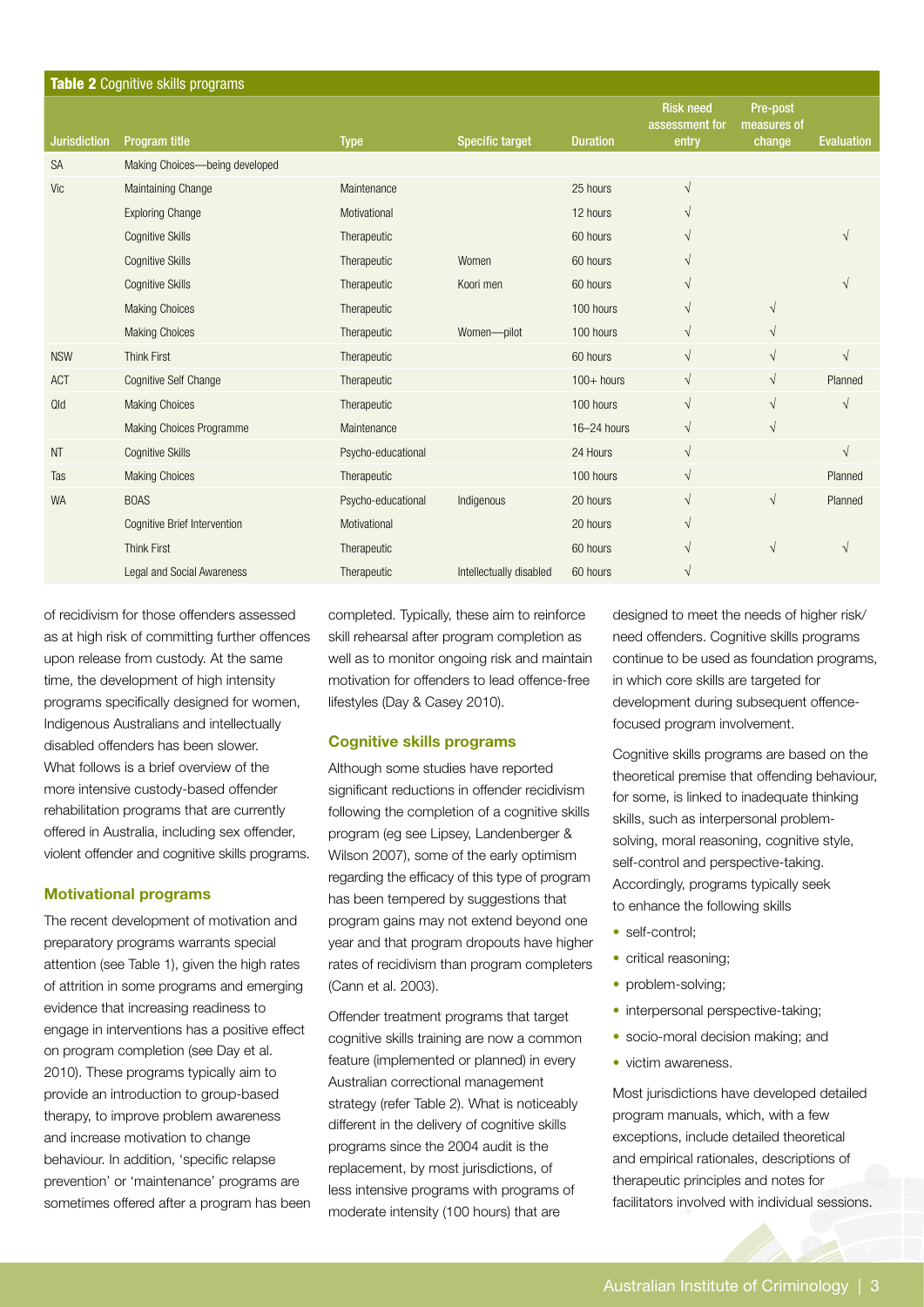**Table 2** Cognitive skills programs

| Jurisdiction | Program title | Type | Specific target | Duration | Risk need assessment for entry | Pre-post measures of change | Evaluation |
|---|---|---|---|---|---|---|---|
| SA | Making Choices—being developed | | | | | | |
| Vic | Maintaining Change | Maintenance | | 25 hours | √ | | |
| | Exploring Change | Motivational | | 12 hours | √ | | |
| | Cognitive Skills | Therapeutic | | 60 hours | √ | | √ |
| | Cognitive Skills | Therapeutic | Women | 60 hours | √ | | |
| | Cognitive Skills | Therapeutic | Koori men | 60 hours | √ | | √ |
| | Making Choices | Therapeutic | | 100 hours | √ | √ | |
| | Making Choices | Therapeutic | Women—pilot | 100 hours | √ | √ | |
| NSW | Think First | Therapeutic | | 60 hours | √ | √ | √ |
| ACT | Cognitive Self Change | Therapeutic | | 100+ hours | √ | √ | Planned |
| Qld | Making Choices | Therapeutic | | 100 hours | √ | √ | √ |
| | Making Choices Programme | Maintenance | | 16–24 hours | √ | √ | |
| NT | Cognitive Skills | Psycho-educational | | 24 Hours | √ | | √ |
| Tas | Making Choices | Therapeutic | | 100 hours | √ | | Planned |
| WA | BOAS | Psycho-educational | Indigenous | 20 hours | √ | √ | Planned |
| | Cognitive Brief Intervention | Motivational | | 20 hours | √ | | |
| | Think First | Therapeutic | | 60 hours | √ | √ | √ |
| | Legal and Social Awareness | Therapeutic | Intellectually disabled | 60 hours | √ | | |

of recidivism for those offenders assessed as at high risk of committing further offences upon release from custody. At the same time, the development of high intensity programs specifically designed for women, Indigenous Australians and intellectually disabled offenders has been slower. What follows is a brief overview of the more intensive custody-based offender rehabilitation programs that are currently offered in Australia, including sex offender, violent offender and cognitive skills programs.

### Motivational programs

The recent development of motivation and preparatory programs warrants special attention (see Table 1), given the high rates of attrition in some programs and emerging evidence that increasing readiness to engage in interventions has a positive effect on program completion (see Day et al. 2010). These programs typically aim to provide an introduction to group-based therapy, to improve problem awareness and increase motivation to change behaviour. In addition, 'specific relapse prevention' or 'maintenance' programs are sometimes offered after a program has been completed. Typically, these aim to reinforce skill rehearsal after program completion as well as to monitor ongoing risk and maintain motivation for offenders to lead offence-free lifestyles (Day & Casey 2010).

### Cognitive skills programs

Although some studies have reported significant reductions in offender recidivism following the completion of a cognitive skills program (eg see Lipsey, Landenberger & Wilson 2007), some of the early optimism regarding the efficacy of this type of program has been tempered by suggestions that program gains may not extend beyond one year and that program dropouts have higher rates of recidivism than program completers (Cann et al. 2003).

Offender treatment programs that target cognitive skills training are now a common feature (implemented or planned) in every Australian correctional management strategy (refer Table 2). What is noticeably different in the delivery of cognitive skills programs since the 2004 audit is the replacement, by most jurisdictions, of less intensive programs with programs of moderate intensity (100 hours) that are designed to meet the needs of higher risk/need offenders. Cognitive skills programs continue to be used as foundation programs, in which core skills are targeted for development during subsequent offence-focused program involvement.

Cognitive skills programs are based on the theoretical premise that offending behaviour, for some, is linked to inadequate thinking skills, such as interpersonal problem-solving, moral reasoning, cognitive style, self-control and perspective-taking. Accordingly, programs typically seek to enhance the following skills

- self-control;
- critical reasoning;
- problem-solving;
- interpersonal perspective-taking;
- socio-moral decision making; and
- victim awareness.

Most jurisdictions have developed detailed program manuals, which, with a few exceptions, include detailed theoretical and empirical rationales, descriptions of therapeutic principles and notes for facilitators involved with individual sessions.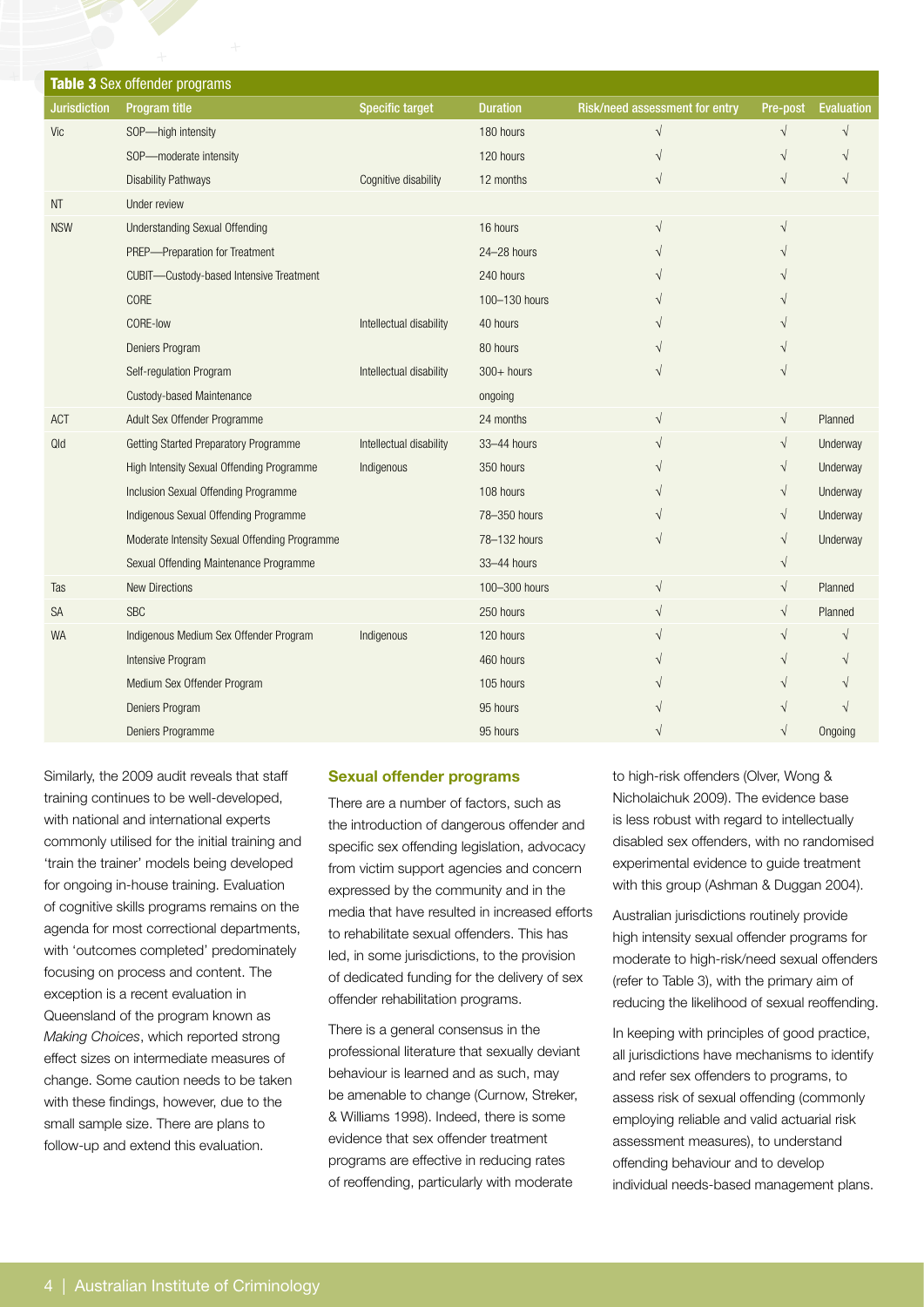**Table 3** Sex offender programs

| Jurisdiction | Program title | Specific target | Duration | Risk/need assessment for entry | Pre-post | Evaluation |
|---|---|---|---|---|---|---|
| Vic | SOP—high intensity | | 180 hours | √ | √ | √ |
| | SOP—moderate intensity | | 120 hours | √ | √ | √ |
| | Disability Pathways | Cognitive disability | 12 months | √ | √ | √ |
| NT | Under review | | | | | |
| NSW | Understanding Sexual Offending | | 16 hours | √ | √ | |
| | PREP—Preparation for Treatment | | 24–28 hours | √ | √ | |
| | CUBIT—Custody-based Intensive Treatment | | 240 hours | √ | √ | |
| | CORE | | 100–130 hours | √ | √ | |
| | CORE-low | Intellectual disability | 40 hours | √ | √ | |
| | Deniers Program | | 80 hours | √ | √ | |
| | Self-regulation Program | Intellectual disability | 300+ hours | √ | √ | |
| | Custody-based Maintenance | | ongoing | | | |
| ACT | Adult Sex Offender Programme | | 24 months | √ | √ | Planned |
| Qld | Getting Started Preparatory Programme | Intellectual disability | 33–44 hours | √ | √ | Underway |
| | High Intensity Sexual Offending Programme | Indigenous | 350 hours | √ | √ | Underway |
| | Inclusion Sexual Offending Programme | | 108 hours | √ | √ | Underway |
| | Indigenous Sexual Offending Programme | | 78–350 hours | √ | √ | Underway |
| | Moderate Intensity Sexual Offending Programme | | 78–132 hours | √ | √ | Underway |
| | Sexual Offending Maintenance Programme | | 33–44 hours | | √ | |
| Tas | New Directions | | 100–300 hours | √ | √ | Planned |
| SA | SBC | | 250 hours | √ | √ | Planned |
| WA | Indigenous Medium Sex Offender Program | Indigenous | 120 hours | √ | √ | √ |
| | Intensive Program | | 460 hours | √ | √ | √ |
| | Medium Sex Offender Program | | 105 hours | √ | √ | √ |
| | Deniers Program | | 95 hours | √ | √ | √ |
| | Deniers Programme | | 95 hours | √ | √ | Ongoing |

Similarly, the 2009 audit reveals that staff training continues to be well-developed, with national and international experts commonly utilised for the initial training and 'train the trainer' models being developed for ongoing in-house training. Evaluation of cognitive skills programs remains on the agenda for most correctional departments, with 'outcomes completed' predominately focusing on process and content. The exception is a recent evaluation in Queensland of the program known as *Making Choices*, which reported strong effect sizes on intermediate measures of change. Some caution needs to be taken with these findings, however, due to the small sample size. There are plans to follow-up and extend this evaluation.

## Sexual offender programs

There are a number of factors, such as the introduction of dangerous offender and specific sex offending legislation, advocacy from victim support agencies and concern expressed by the community and in the media that have resulted in increased efforts to rehabilitate sexual offenders. This has led, in some jurisdictions, to the provision of dedicated funding for the delivery of sex offender rehabilitation programs.

There is a general consensus in the professional literature that sexually deviant behaviour is learned and as such, may be amenable to change (Curnow, Streker, & Williams 1998). Indeed, there is some evidence that sex offender treatment programs are effective in reducing rates of reoffending, particularly with moderate to high-risk offenders (Olver, Wong & Nicholaichuk 2009). The evidence base is less robust with regard to intellectually disabled sex offenders, with no randomised experimental evidence to guide treatment with this group (Ashman & Duggan 2004).

Australian jurisdictions routinely provide high intensity sexual offender programs for moderate to high-risk/need sexual offenders (refer to Table 3), with the primary aim of reducing the likelihood of sexual reoffending.

In keeping with principles of good practice, all jurisdictions have mechanisms to identify and refer sex offenders to programs, to assess risk of sexual offending (commonly employing reliable and valid actuarial risk assessment measures), to understand offending behaviour and to develop individual needs-based management plans.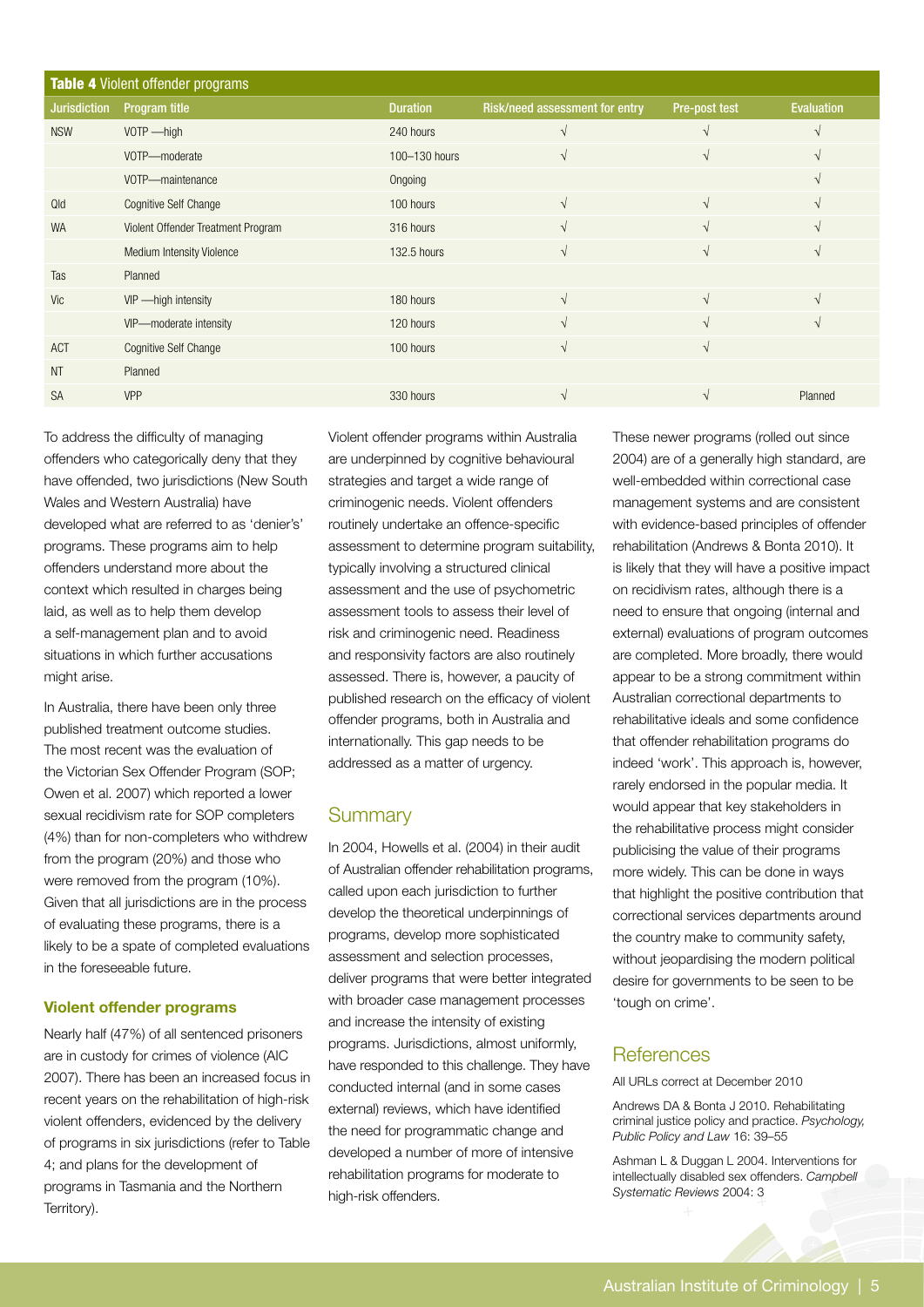**Table 4** Violent offender programs

| Jurisdiction | Program title | Duration | Risk/need assessment for entry | Pre-post test | Evaluation |
|---|---|---|---|---|---|
| NSW | VOTP —high | 240 hours | √ | √ | √ |
| | VOTP—moderate | 100–130 hours | √ | √ | √ |
| | VOTP—maintenance | Ongoing | | | √ |
| Qld | Cognitive Self Change | 100 hours | √ | √ | √ |
| WA | Violent Offender Treatment Program | 316 hours | √ | √ | √ |
| | Medium Intensity Violence | 132.5 hours | √ | √ | √ |
| Tas | Planned | | | | |
| Vic | VIP —high intensity | 180 hours | √ | √ | √ |
| | VIP—moderate intensity | 120 hours | √ | √ | √ |
| ACT | Cognitive Self Change | 100 hours | √ | √ | |
| NT | Planned | | | | |
| SA | VPP | 330 hours | √ | √ | Planned |

To address the difficulty of managing offenders who categorically deny that they have offended, two jurisdictions (New South Wales and Western Australia) have developed what are referred to as 'denier's' programs. These programs aim to help offenders understand more about the context which resulted in charges being laid, as well as to help them develop a self-management plan and to avoid situations in which further accusations might arise.

In Australia, there have been only three published treatment outcome studies. The most recent was the evaluation of the Victorian Sex Offender Program (SOP; Owen et al. 2007) which reported a lower sexual recidivism rate for SOP completers (4%) than for non-completers who withdrew from the program (20%) and those who were removed from the program (10%). Given that all jurisdictions are in the process of evaluating these programs, there is a likely to be a spate of completed evaluations in the foreseeable future.

### Violent offender programs

Nearly half (47%) of all sentenced prisoners are in custody for crimes of violence (AIC 2007). There has been an increased focus in recent years on the rehabilitation of high-risk violent offenders, evidenced by the delivery of programs in six jurisdictions (refer to Table 4; and plans for the development of programs in Tasmania and the Northern Territory).

Violent offender programs within Australia are underpinned by cognitive behavioural strategies and target a wide range of criminogenic needs. Violent offenders routinely undertake an offence-specific assessment to determine program suitability, typically involving a structured clinical assessment and the use of psychometric assessment tools to assess their level of risk and criminogenic need. Readiness and responsivity factors are also routinely assessed. There is, however, a paucity of published research on the efficacy of violent offender programs, both in Australia and internationally. This gap needs to be addressed as a matter of urgency.

## Summary

In 2004, Howells et al. (2004) in their audit of Australian offender rehabilitation programs, called upon each jurisdiction to further develop the theoretical underpinnings of programs, develop more sophisticated assessment and selection processes, deliver programs that were better integrated with broader case management processes and increase the intensity of existing programs. Jurisdictions, almost uniformly, have responded to this challenge. They have conducted internal (and in some cases external) reviews, which have identified the need for programmatic change and developed a number of more of intensive rehabilitation programs for moderate to high-risk offenders.

These newer programs (rolled out since 2004) are of a generally high standard, are well-embedded within correctional case management systems and are consistent with evidence-based principles of offender rehabilitation (Andrews & Bonta 2010). It is likely that they will have a positive impact on recidivism rates, although there is a need to ensure that ongoing (internal and external) evaluations of program outcomes are completed. More broadly, there would appear to be a strong commitment within Australian correctional departments to rehabilitative ideals and some confidence that offender rehabilitation programs do indeed 'work'. This approach is, however, rarely endorsed in the popular media. It would appear that key stakeholders in the rehabilitative process might consider publicising the value of their programs more widely. This can be done in ways that highlight the positive contribution that correctional services departments around the country make to community safety, without jeopardising the modern political desire for governments to be seen to be 'tough on crime'.

## References

All URLs correct at December 2010

Andrews DA & Bonta J 2010. Rehabilitating criminal justice policy and practice. *Psychology, Public Policy and Law* 16: 39–55

Ashman L & Duggan L 2004. Interventions for intellectually disabled sex offenders. *Campbell Systematic Reviews* 2004: 3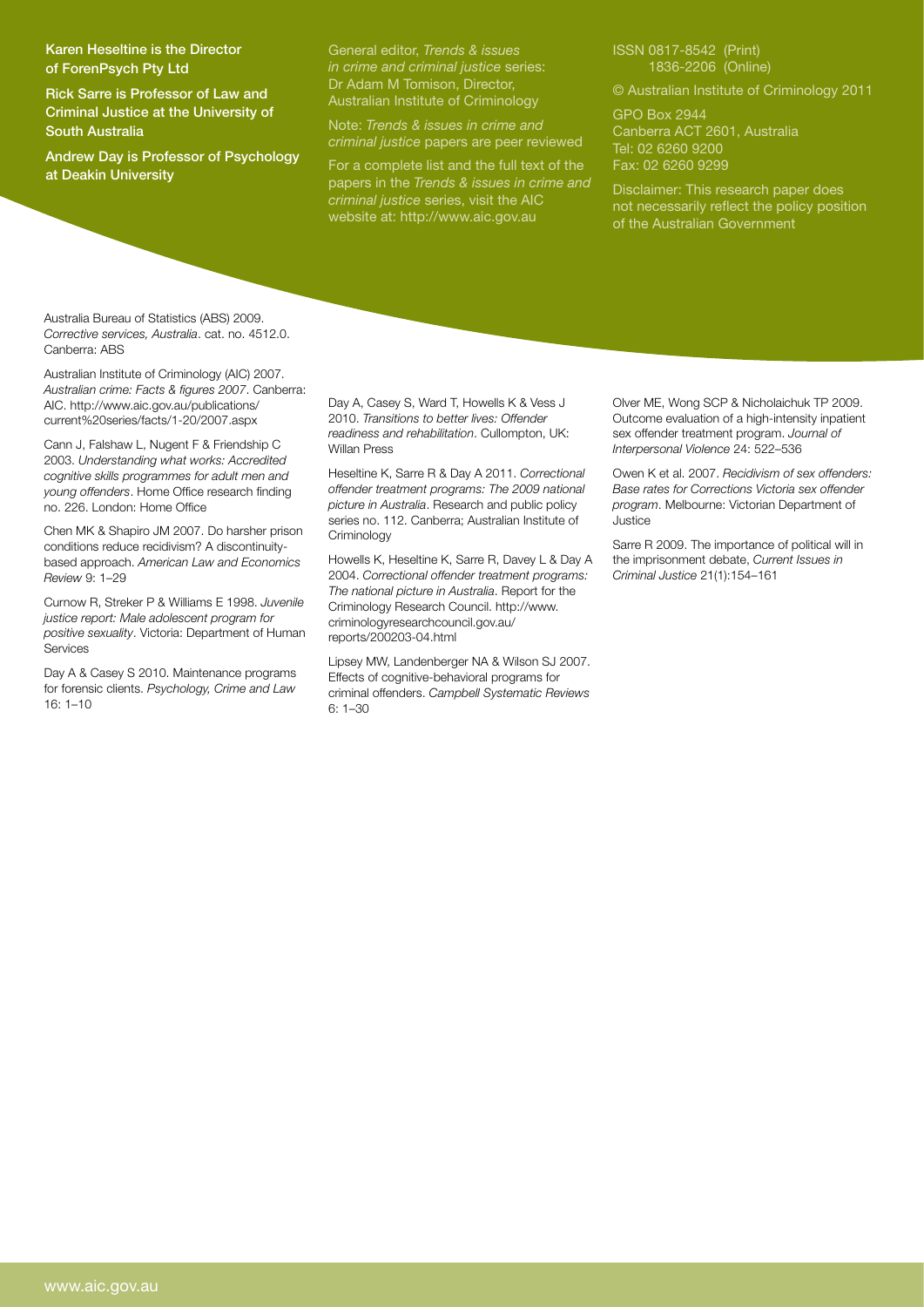Karen Heseltine is the Director of ForenPsych Pty Ltd

Rick Sarre is Professor of Law and Criminal Justice at the University of South Australia

Andrew Day is Professor of Psychology at Deakin University

General editor, *Trends & issues in crime and criminal justice* series: Dr Adam M Tomison, Director, Australian Institute of Criminology

Note: *Trends & issues in crime and criminal justice* papers are peer reviewed

For a complete list and the full text of the papers in the *Trends & issues in crime and criminal justice* series, visit the AIC website at: http://www.aic.gov.au

ISSN 0817-8542 (Print)
1836-2206 (Online)

© Australian Institute of Criminology 2011

GPO Box 2944
Canberra ACT 2601, Australia
Tel: 02 6260 9200
Fax: 02 6260 9299

Disclaimer: This research paper does not necessarily reflect the policy position of the Australian Government

Australia Bureau of Statistics (ABS) 2009. *Corrective services, Australia*. cat. no. 4512.0. Canberra: ABS

Australian Institute of Criminology (AIC) 2007. *Australian crime: Facts & figures 2007*. Canberra: AIC. http://www.aic.gov.au/publications/current%20series/facts/1-20/2007.aspx

Cann J, Falshaw L, Nugent F & Friendship C 2003. *Understanding what works: Accredited cognitive skills programmes for adult men and young offenders*. Home Office research finding no. 226. London: Home Office

Chen MK & Shapiro JM 2007. Do harsher prison conditions reduce recidivism? A discontinuity-based approach. *American Law and Economics Review* 9: 1–29

Curnow R, Streker P & Williams E 1998. *Juvenile justice report: Male adolescent program for positive sexuality*. Victoria: Department of Human Services

Day A & Casey S 2010. Maintenance programs for forensic clients. *Psychology, Crime and Law* 16: 1–10

Day A, Casey S, Ward T, Howells K & Vess J 2010. *Transitions to better lives: Offender readiness and rehabilitation*. Cullompton, UK: Willan Press

Heseltine K, Sarre R & Day A 2011. *Correctional offender treatment programs: The 2009 national picture in Australia*. Research and public policy series no. 112. Canberra; Australian Institute of Criminology

Howells K, Heseltine K, Sarre R, Davey L & Day A 2004. *Correctional offender treatment programs: The national picture in Australia*. Report for the Criminology Research Council. http://www.criminologyresearchcouncil.gov.au/reports/200203-04.html

Lipsey MW, Landenberger NA & Wilson SJ 2007. Effects of cognitive-behavioral programs for criminal offenders. *Campbell Systematic Reviews* 6: 1–30

Olver ME, Wong SCP & Nicholaichuk TP 2009. Outcome evaluation of a high-intensity inpatient sex offender treatment program. *Journal of Interpersonal Violence* 24: 522–536

Owen K et al. 2007. *Recidivism of sex offenders: Base rates for Corrections Victoria sex offender program*. Melbourne: Victorian Department of Justice

Sarre R 2009. The importance of political will in the imprisonment debate, *Current Issues in Criminal Justice* 21(1):154–161

www.aic.gov.au